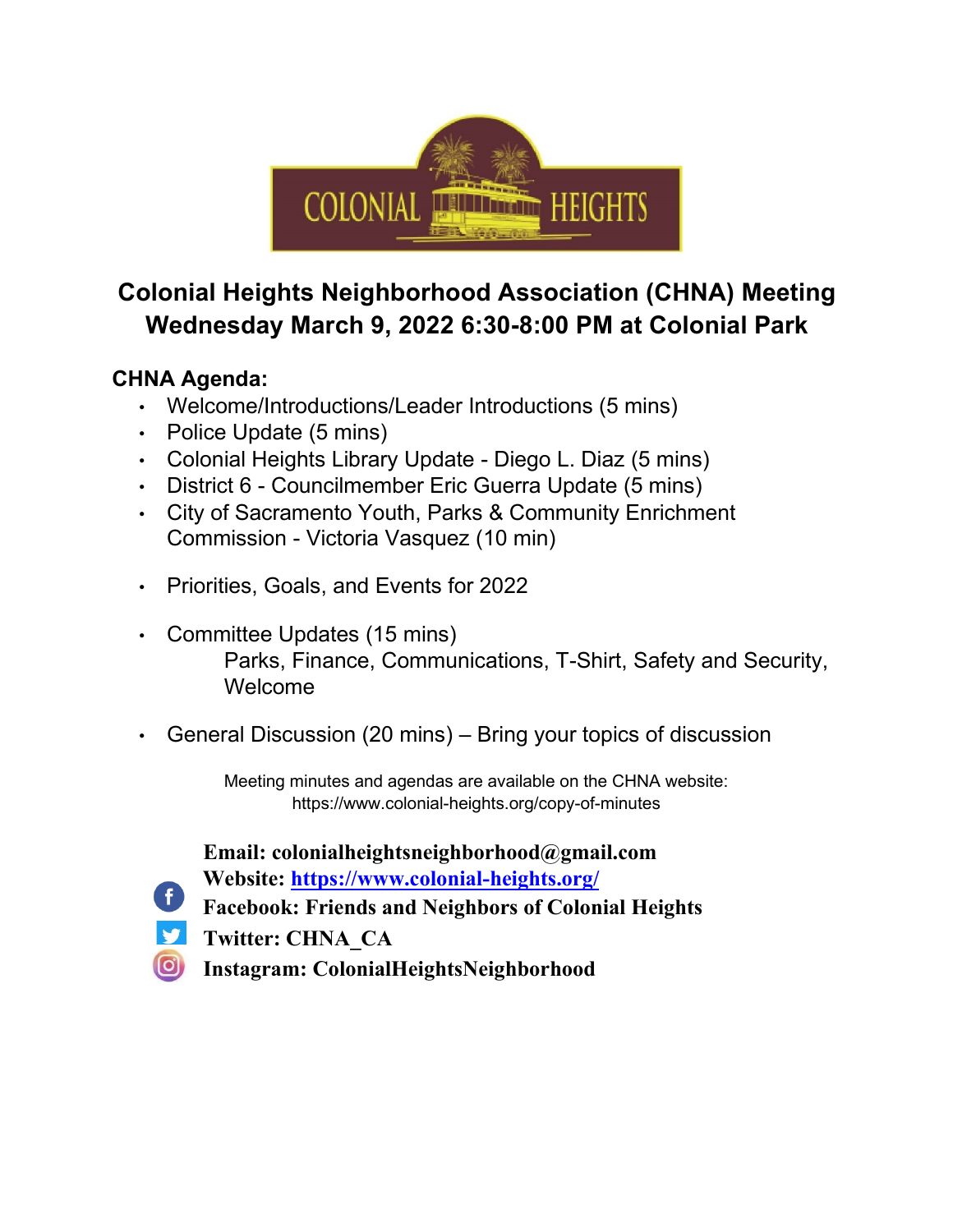# Colonial Heights Neighborhood Association (CHNA) Meeting

## Wednesday March 9, 2022 6:30-8:00 PM at Colonial Park

**CHNA Agenda:**

- Welcome/Introductions/Leader Introductions (5 mins)
- Police Update (5 mins)
- Colonial Heights Library Update - Diego L. Diaz (5 mins)
- District 6 - Councilmember Eric Guerra Update (5 mins)
- City of Sacramento Youth, Parks & Community Enrichment Commission - Victoria Vasquez (10 min)
- Priorities, Goals, and Events for 2022
- Committee Updates (15 mins)
  Parks, Finance, Communications, T-Shirt, Safety and Security, Welcome
- General Discussion (20 mins) – Bring your topics of discussion

Meeting minutes and agendas are available on the CHNA website:
https://www.colonial-heights.org/copy-of-minutes

**Email: colonialheightsneighborhood@gmail.com**
**Website: [https://www.colonial-heights.org/](https://www.colonial-heights.org/)**
**Facebook: Friends and Neighbors of Colonial Heights**
**Twitter: CHNA_CA**
**Instagram: ColonialHeightsNeighborhood**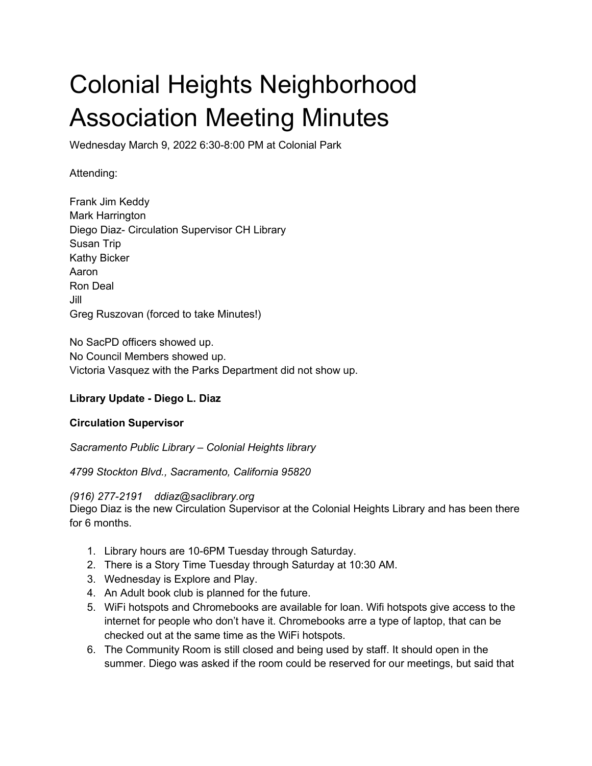# Colonial Heights Neighborhood Association Meeting Minutes

Wednesday March 9, 2022 6:30-8:00 PM at Colonial Park

Attending:

Frank Jim Keddy
Mark Harrington
Diego Diaz- Circulation Supervisor CH Library
Susan Trip
Kathy Bicker
Aaron
Ron Deal
Jill
Greg Ruszovan (forced to take Minutes!)

No SacPD officers showed up.
No Council Members showed up.
Victoria Vasquez with the Parks Department did not show up.

**Library Update - Diego L. Diaz**

**Circulation Supervisor**

*Sacramento Public Library – Colonial Heights library*

*4799 Stockton Blvd., Sacramento, California 95820*

*(916) 277-2191 ddiaz@saclibrary.org*

Diego Diaz is the new Circulation Supervisor at the Colonial Heights Library and has been there for 6 months.

1. Library hours are 10-6PM Tuesday through Saturday.
2. There is a Story Time Tuesday through Saturday at 10:30 AM.
3. Wednesday is Explore and Play.
4. An Adult book club is planned for the future.
5. WiFi hotspots and Chromebooks are available for loan. Wifi hotspots give access to the internet for people who don't have it. Chromebooks arre a type of laptop, that can be checked out at the same time as the WiFi hotspots.
6. The Community Room is still closed and being used by staff. It should open in the summer. Diego was asked if the room could be reserved for our meetings, but said that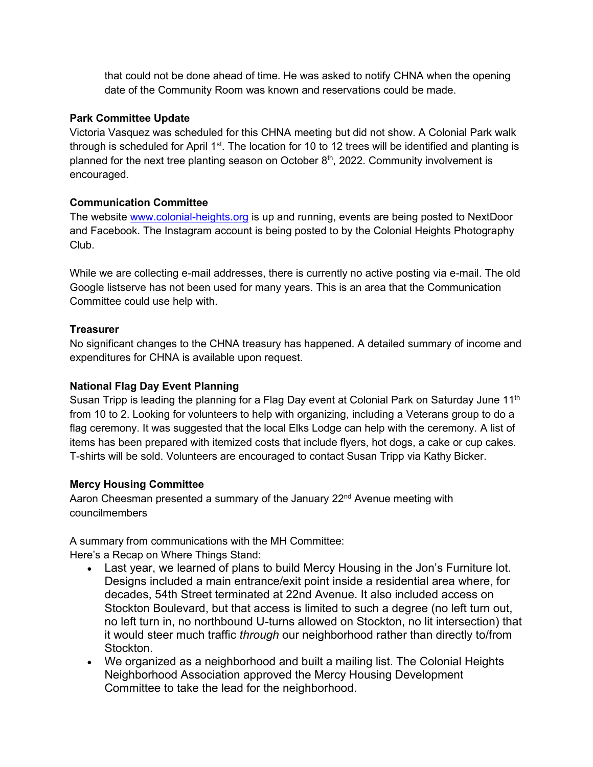that could not be done ahead of time. He was asked to notify CHNA when the opening date of the Community Room was known and reservations could be made.

**Park Committee Update**

Victoria Vasquez was scheduled for this CHNA meeting but did not show. A Colonial Park walk through is scheduled for April 1st. The location for 10 to 12 trees will be identified and planting is planned for the next tree planting season on October 8th, 2022. Community involvement is encouraged.

**Communication Committee**

The website [www.colonial-heights.org](http://www.colonial-heights.org) is up and running, events are being posted to NextDoor and Facebook. The Instagram account is being posted to by the Colonial Heights Photography Club.

While we are collecting e-mail addresses, there is currently no active posting via e-mail. The old Google listserve has not been used for many years. This is an area that the Communication Committee could use help with.

**Treasurer**

No significant changes to the CHNA treasury has happened. A detailed summary of income and expenditures for CHNA is available upon request.

**National Flag Day Event Planning**

Susan Tripp is leading the planning for a Flag Day event at Colonial Park on Saturday June 11th from 10 to 2. Looking for volunteers to help with organizing, including a Veterans group to do a flag ceremony. It was suggested that the local Elks Lodge can help with the ceremony. A list of items has been prepared with itemized costs that include flyers, hot dogs, a cake or cup cakes. T-shirts will be sold. Volunteers are encouraged to contact Susan Tripp via Kathy Bicker.

**Mercy Housing Committee**

Aaron Cheesman presented a summary of the January 22nd Avenue meeting with councilmembers

A summary from communications with the MH Committee:
Here's a Recap on Where Things Stand:

- Last year, we learned of plans to build Mercy Housing in the Jon's Furniture lot. Designs included a main entrance/exit point inside a residential area where, for decades, 54th Street terminated at 22nd Avenue. It also included access on Stockton Boulevard, but that access is limited to such a degree (no left turn out, no left turn in, no northbound U-turns allowed on Stockton, no lit intersection) that it would steer much traffic *through* our neighborhood rather than directly to/from Stockton.
- We organized as a neighborhood and built a mailing list. The Colonial Heights Neighborhood Association approved the Mercy Housing Development Committee to take the lead for the neighborhood.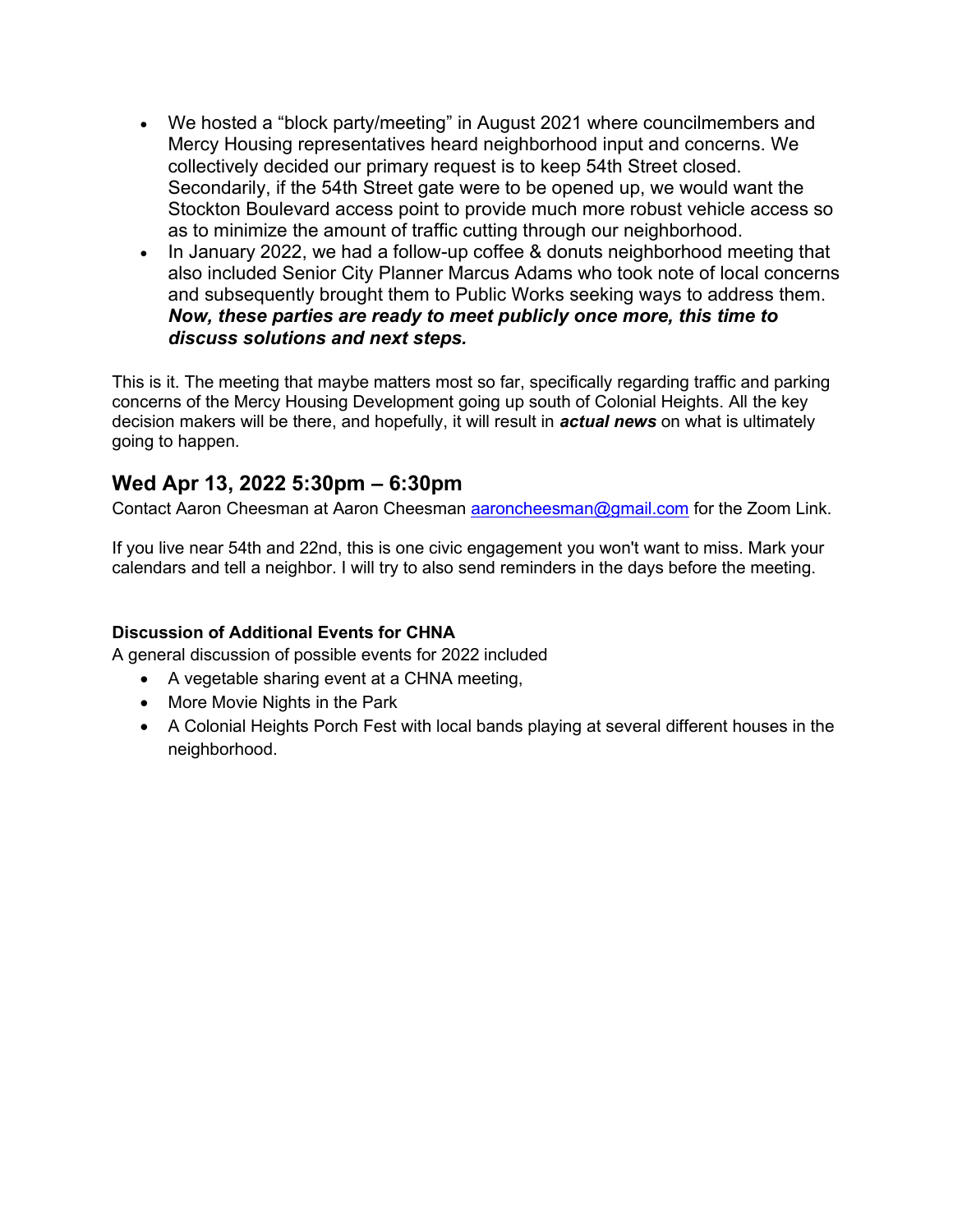- We hosted a “block party/meeting” in August 2021 where councilmembers and Mercy Housing representatives heard neighborhood input and concerns. We collectively decided our primary request is to keep 54th Street closed. Secondarily, if the 54th Street gate were to be opened up, we would want the Stockton Boulevard access point to provide much more robust vehicle access so as to minimize the amount of traffic cutting through our neighborhood.
- In January 2022, we had a follow-up coffee & donuts neighborhood meeting that also included Senior City Planner Marcus Adams who took note of local concerns and subsequently brought them to Public Works seeking ways to address them. ***Now, these parties are ready to meet publicly once more, this time to discuss solutions and next steps.***

This is it. The meeting that maybe matters most so far, specifically regarding traffic and parking concerns of the Mercy Housing Development going up south of Colonial Heights. All the key decision makers will be there, and hopefully, it will result in ***actual news*** on what is ultimately going to happen.

## Wed Apr 13, 2022 5:30pm – 6:30pm

Contact Aaron Cheesman at Aaron Cheesman [aaroncheesman@gmail.com](mailto:aaroncheesman@gmail.com) for the Zoom Link.

If you live near 54th and 22nd, this is one civic engagement you won't want to miss. Mark your calendars and tell a neighbor. I will try to also send reminders in the days before the meeting.

**Discussion of Additional Events for CHNA**

A general discussion of possible events for 2022 included

- A vegetable sharing event at a CHNA meeting,
- More Movie Nights in the Park
- A Colonial Heights Porch Fest with local bands playing at several different houses in the neighborhood.